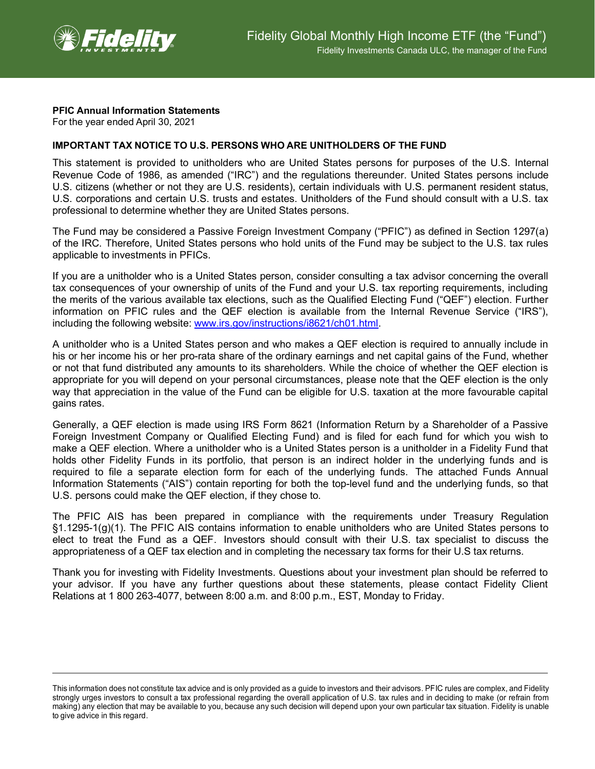Fidelity Global Monthly High Income ETF (the "Fund")

Fidelity Investments Canada ULC, the manager of the Fund

**PFIC Annual Information Statements**
For the year ended April 30, 2021

**IMPORTANT TAX NOTICE TO U.S. PERSONS WHO ARE UNITHOLDERS OF THE FUND**

This statement is provided to unitholders who are United States persons for purposes of the U.S. Internal Revenue Code of 1986, as amended ("IRC") and the regulations thereunder. United States persons include U.S. citizens (whether or not they are U.S. residents), certain individuals with U.S. permanent resident status, U.S. corporations and certain U.S. trusts and estates. Unitholders of the Fund should consult with a U.S. tax professional to determine whether they are United States persons.

The Fund may be considered a Passive Foreign Investment Company ("PFIC") as defined in Section 1297(a) of the IRC. Therefore, United States persons who hold units of the Fund may be subject to the U.S. tax rules applicable to investments in PFICs.

If you are a unitholder who is a United States person, consider consulting a tax advisor concerning the overall tax consequences of your ownership of units of the Fund and your U.S. tax reporting requirements, including the merits of the various available tax elections, such as the Qualified Electing Fund ("QEF") election. Further information on PFIC rules and the QEF election is available from the Internal Revenue Service ("IRS"), including the following website: [www.irs.gov/instructions/i8621/ch01.html](www.irs.gov/instructions/i8621/ch01.html).

A unitholder who is a United States person and who makes a QEF election is required to annually include in his or her income his or her pro-rata share of the ordinary earnings and net capital gains of the Fund, whether or not that fund distributed any amounts to its shareholders. While the choice of whether the QEF election is appropriate for you will depend on your personal circumstances, please note that the QEF election is the only way that appreciation in the value of the Fund can be eligible for U.S. taxation at the more favourable capital gains rates.

Generally, a QEF election is made using IRS Form 8621 (Information Return by a Shareholder of a Passive Foreign Investment Company or Qualified Electing Fund) and is filed for each fund for which you wish to make a QEF election. Where a unitholder who is a United States person is a unitholder in a Fidelity Fund that holds other Fidelity Funds in its portfolio, that person is an indirect holder in the underlying funds and is required to file a separate election form for each of the underlying funds. The attached Funds Annual Information Statements ("AIS") contain reporting for both the top-level fund and the underlying funds, so that U.S. persons could make the QEF election, if they chose to.

The PFIC AIS has been prepared in compliance with the requirements under Treasury Regulation §1.1295-1(g)(1). The PFIC AIS contains information to enable unitholders who are United States persons to elect to treat the Fund as a QEF. Investors should consult with their U.S. tax specialist to discuss the appropriateness of a QEF tax election and in completing the necessary tax forms for their U.S tax returns.

Thank you for investing with Fidelity Investments. Questions about your investment plan should be referred to your advisor. If you have any further questions about these statements, please contact Fidelity Client Relations at 1 800 263-4077, between 8:00 a.m. and 8:00 p.m., EST, Monday to Friday.

---

This information does not constitute tax advice and is only provided as a guide to investors and their advisors. PFIC rules are complex, and Fidelity strongly urges investors to consult a tax professional regarding the overall application of U.S. tax rules and in deciding to make (or refrain from making) any election that may be available to you, because any such decision will depend upon your own particular tax situation. Fidelity is unable to give advice in this regard.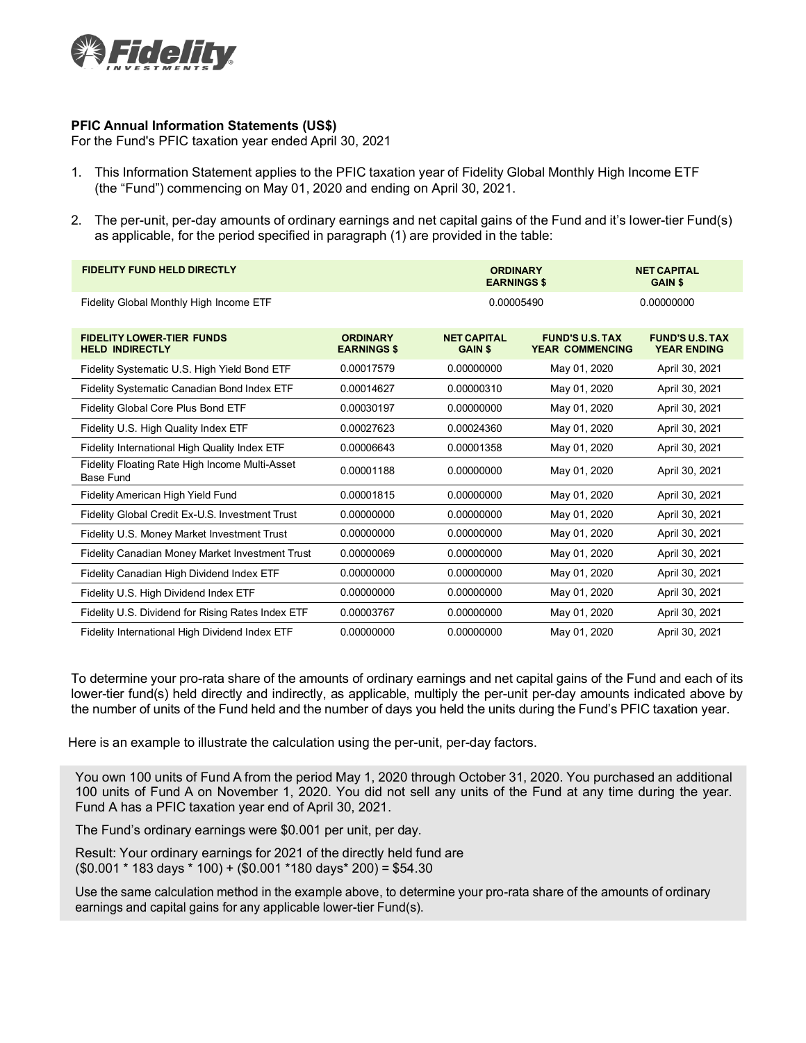**PFIC Annual Information Statements (US$)**
For the Fund's PFIC taxation year ended April 30, 2021

1. This Information Statement applies to the PFIC taxation year of Fidelity Global Monthly High Income ETF (the "Fund") commencing on May 01, 2020 and ending on April 30, 2021.

2. The per-unit, per-day amounts of ordinary earnings and net capital gains of the Fund and it's lower-tier Fund(s) as applicable, for the period specified in paragraph (1) are provided in the table:

| FIDELITY FUND HELD DIRECTLY | ORDINARY EARNINGS $ | NET CAPITAL GAIN $ |
|---|---|---|
| Fidelity Global Monthly High Income ETF | 0.00005490 | 0.00000000 |

| FIDELITY LOWER-TIER FUNDS HELD INDIRECTLY | ORDINARY EARNINGS $ | NET CAPITAL GAIN $ | FUND'S U.S. TAX YEAR COMMENCING | FUND'S U.S. TAX YEAR ENDING |
|---|---|---|---|---|
| Fidelity Systematic U.S. High Yield Bond ETF | 0.00017579 | 0.00000000 | May 01, 2020 | April 30, 2021 |
| Fidelity Systematic Canadian Bond Index ETF | 0.00014627 | 0.00000310 | May 01, 2020 | April 30, 2021 |
| Fidelity Global Core Plus Bond ETF | 0.00030197 | 0.00000000 | May 01, 2020 | April 30, 2021 |
| Fidelity U.S. High Quality Index ETF | 0.00027623 | 0.00024360 | May 01, 2020 | April 30, 2021 |
| Fidelity International High Quality Index ETF | 0.00006643 | 0.00001358 | May 01, 2020 | April 30, 2021 |
| Fidelity Floating Rate High Income Multi-Asset Base Fund | 0.00001188 | 0.00000000 | May 01, 2020 | April 30, 2021 |
| Fidelity American High Yield Fund | 0.00001815 | 0.00000000 | May 01, 2020 | April 30, 2021 |
| Fidelity Global Credit Ex-U.S. Investment Trust | 0.00000000 | 0.00000000 | May 01, 2020 | April 30, 2021 |
| Fidelity U.S. Money Market Investment Trust | 0.00000000 | 0.00000000 | May 01, 2020 | April 30, 2021 |
| Fidelity Canadian Money Market Investment Trust | 0.00000069 | 0.00000000 | May 01, 2020 | April 30, 2021 |
| Fidelity Canadian High Dividend Index ETF | 0.00000000 | 0.00000000 | May 01, 2020 | April 30, 2021 |
| Fidelity U.S. High Dividend Index ETF | 0.00000000 | 0.00000000 | May 01, 2020 | April 30, 2021 |
| Fidelity U.S. Dividend for Rising Rates Index ETF | 0.00003767 | 0.00000000 | May 01, 2020 | April 30, 2021 |
| Fidelity International High Dividend Index ETF | 0.00000000 | 0.00000000 | May 01, 2020 | April 30, 2021 |

To determine your pro-rata share of the amounts of ordinary earnings and net capital gains of the Fund and each of its lower-tier fund(s) held directly and indirectly, as applicable, multiply the per-unit per-day amounts indicated above by the number of units of the Fund held and the number of days you held the units during the Fund's PFIC taxation year.

Here is an example to illustrate the calculation using the per-unit, per-day factors.

You own 100 units of Fund A from the period May 1, 2020 through October 31, 2020. You purchased an additional 100 units of Fund A on November 1, 2020. You did not sell any units of the Fund at any time during the year. Fund A has a PFIC taxation year end of April 30, 2021.

The Fund's ordinary earnings were $0.001 per unit, per day.

Result: Your ordinary earnings for 2021 of the directly held fund are
($0.001 * 183 days * 100) + ($0.001 *180 days* 200) = $54.30

Use the same calculation method in the example above, to determine your pro-rata share of the amounts of ordinary earnings and capital gains for any applicable lower-tier Fund(s).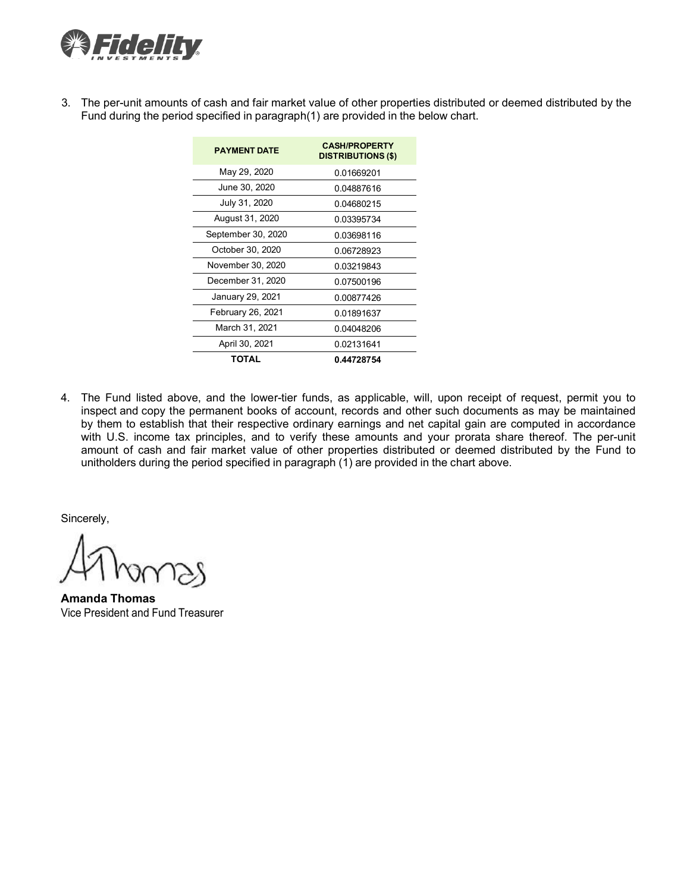3. The per-unit amounts of cash and fair market value of other properties distributed or deemed distributed by the Fund during the period specified in paragraph(1) are provided in the below chart.

| PAYMENT DATE | CASH/PROPERTY DISTRIBUTIONS ($) |
|---|---|
| May 29, 2020 | 0.01669201 |
| June 30, 2020 | 0.04887616 |
| July 31, 2020 | 0.04680215 |
| August 31, 2020 | 0.03395734 |
| September 30, 2020 | 0.03698116 |
| October 30, 2020 | 0.06728923 |
| November 30, 2020 | 0.03219843 |
| December 31, 2020 | 0.07500196 |
| January 29, 2021 | 0.00877426 |
| February 26, 2021 | 0.01891637 |
| March 31, 2021 | 0.04048206 |
| April 30, 2021 | 0.02131641 |
| **TOTAL** | **0.44728754** |

4. The Fund listed above, and the lower-tier funds, as applicable, will, upon receipt of request, permit you to inspect and copy the permanent books of account, records and other such documents as may be maintained by them to establish that their respective ordinary earnings and net capital gain are computed in accordance with U.S. income tax principles, and to verify these amounts and your prorata share thereof. The per-unit amount of cash and fair market value of other properties distributed or deemed distributed by the Fund to unitholders during the period specified in paragraph (1) are provided in the chart above.

Sincerely,

**Amanda Thomas**
Vice President and Fund Treasurer